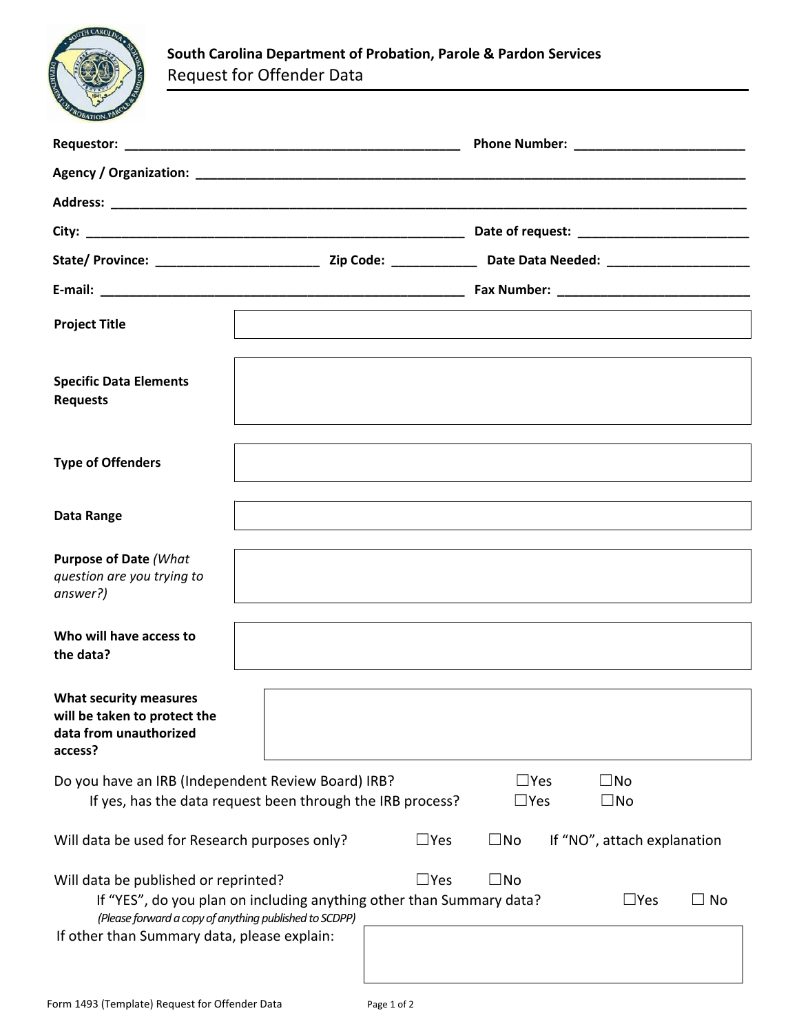**South Carolina Department of Probation, Parole & Pardon Services**

# Request for Offender Data

**Requestor:** ______________________________________________ **Phone Number:** _______________________

**Agency / Organization:** ___________________________________________________________________________

**Address:** ______________________________________________________________________________________

**City:** __________________________________________________ **Date of request:** _______________________

**State/ Province:** ______________________ **Zip Code:** ____________ **Date Data Needed:** ___________________

**E-mail:** _________________________________________________ **Fax Number:** __________________________

| | |
|---|---|
| **Project Title** | |
| **Specific Data Elements Requests** | |
| **Type of Offenders** | |
| **Data Range** | |
| **Purpose of Date** *(What question are you trying to answer?)* | |
| **Who will have access to the data?** | |
| **What security measures will be taken to protect the data from unauthorized access?** | |

Do you have an IRB (Independent Review Board) IRB? ☐Yes ☐No

If yes, has the data request been through the IRB process? ☐Yes ☐No

Will data be used for Research purposes only? ☐Yes ☐No If "NO", attach explanation

Will data be published or reprinted? ☐Yes ☐No

If "YES", do you plan on including anything other than Summary data? ☐Yes ☐ No

*(Please forward a copy of anything published to SCDPP)*

If other than Summary data, please explain:

Form 1493 (Template) Request for Offender Data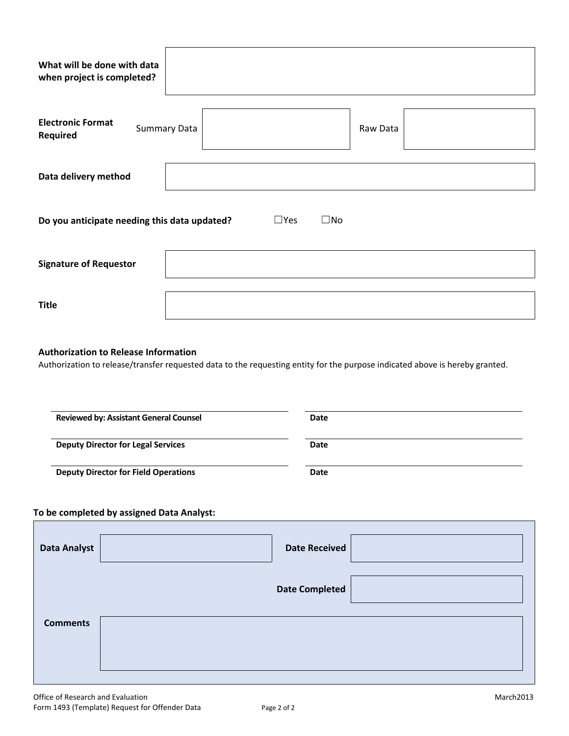| | |
|---|---|
| **What will be done with data when project is completed?** | |

| | | | | |
|---|---|---|---|---|
| **Electronic Format Required** | Summary Data | | Raw Data | |

| | |
|---|---|
| **Data delivery method** | |

**Do you anticipate needing this data updated?** ☐Yes ☐No

| | |
|---|---|
| **Signature of Requestor** | |
| **Title** | |

**Authorization to Release Information**

Authorization to release/transfer requested data to the requesting entity for the purpose indicated above is hereby granted.

| | |
|---|---|
| **Reviewed by: Assistant General Counsel** | **Date** |
| **Deputy Director for Legal Services** | **Date** |
| **Deputy Director for Field Operations** | **Date** |

**To be completed by assigned Data Analyst:**

| | | | |
|---|---|---|---|
| **Data Analyst** | | **Date Received** | |
| | | **Date Completed** | |
| **Comments** | | | |

Office of Research and Evaluation
Form 1493 (Template) Request for Offender Data

March2013